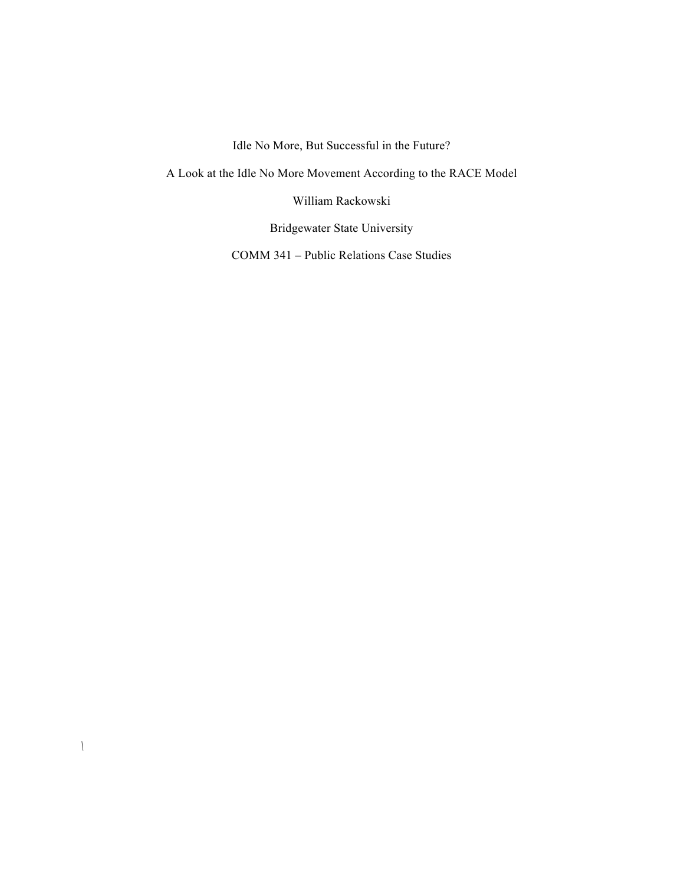Idle No More, But Successful in the Future?

A Look at the Idle No More Movement According to the RACE Model

William Rackowski

Bridgewater State University

COMM 341 – Public Relations Case Studies

\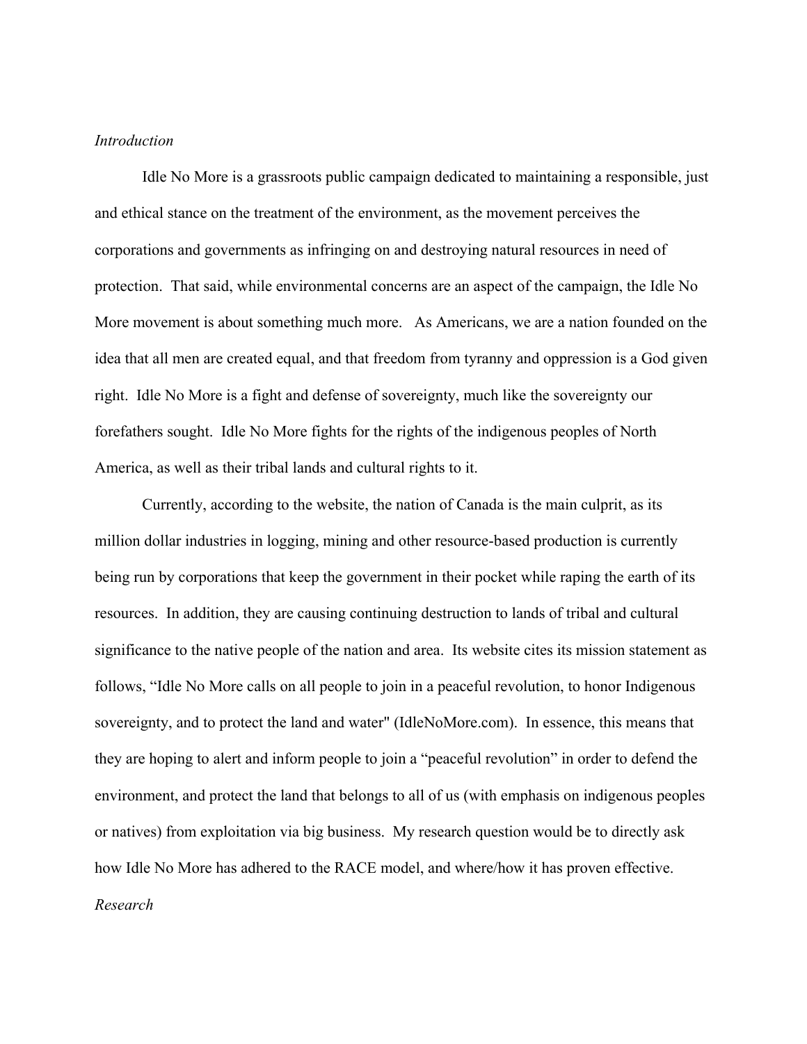*Introduction*

Idle No More is a grassroots public campaign dedicated to maintaining a responsible, just and ethical stance on the treatment of the environment, as the movement perceives the corporations and governments as infringing on and destroying natural resources in need of protection. That said, while environmental concerns are an aspect of the campaign, the Idle No More movement is about something much more. As Americans, we are a nation founded on the idea that all men are created equal, and that freedom from tyranny and oppression is a God given right. Idle No More is a fight and defense of sovereignty, much like the sovereignty our forefathers sought. Idle No More fights for the rights of the indigenous peoples of North America, as well as their tribal lands and cultural rights to it.

Currently, according to the website, the nation of Canada is the main culprit, as its million dollar industries in logging, mining and other resource-based production is currently being run by corporations that keep the government in their pocket while raping the earth of its resources. In addition, they are causing continuing destruction to lands of tribal and cultural significance to the native people of the nation and area. Its website cites its mission statement as follows, “Idle No More calls on all people to join in a peaceful revolution, to honor Indigenous sovereignty, and to protect the land and water" (IdleNoMore.com). In essence, this means that they are hoping to alert and inform people to join a “peaceful revolution” in order to defend the environment, and protect the land that belongs to all of us (with emphasis on indigenous peoples or natives) from exploitation via big business. My research question would be to directly ask how Idle No More has adhered to the RACE model, and where/how it has proven effective.

*Research*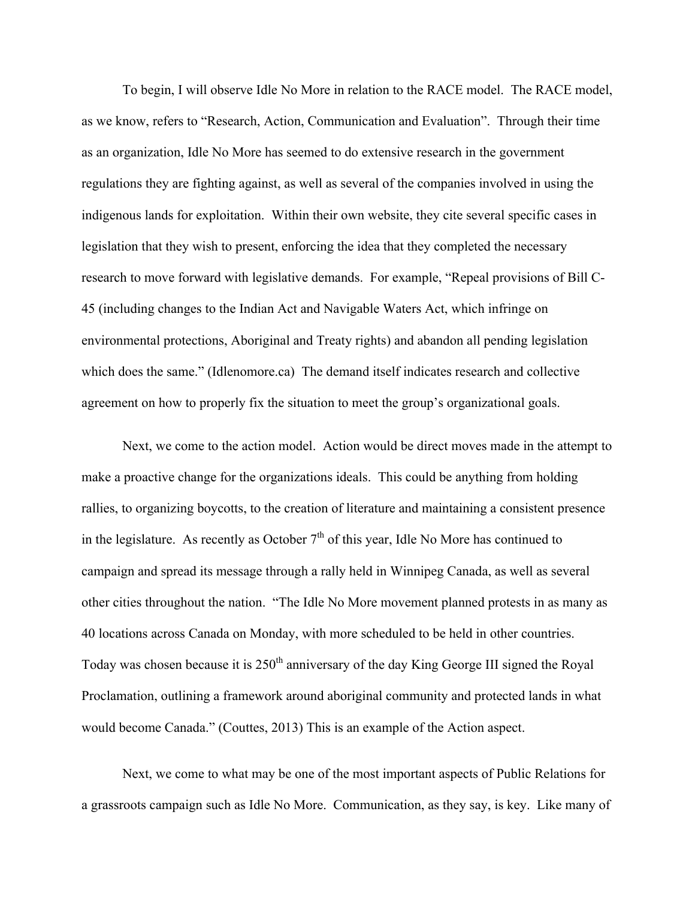To begin, I will observe Idle No More in relation to the RACE model. The RACE model, as we know, refers to "Research, Action, Communication and Evaluation". Through their time as an organization, Idle No More has seemed to do extensive research in the government regulations they are fighting against, as well as several of the companies involved in using the indigenous lands for exploitation. Within their own website, they cite several specific cases in legislation that they wish to present, enforcing the idea that they completed the necessary research to move forward with legislative demands. For example, "Repeal provisions of Bill C-45 (including changes to the Indian Act and Navigable Waters Act, which infringe on environmental protections, Aboriginal and Treaty rights) and abandon all pending legislation which does the same." (Idlenomore.ca) The demand itself indicates research and collective agreement on how to properly fix the situation to meet the group's organizational goals.

Next, we come to the action model. Action would be direct moves made in the attempt to make a proactive change for the organizations ideals. This could be anything from holding rallies, to organizing boycotts, to the creation of literature and maintaining a consistent presence in the legislature. As recently as October 7th of this year, Idle No More has continued to campaign and spread its message through a rally held in Winnipeg Canada, as well as several other cities throughout the nation. "The Idle No More movement planned protests in as many as 40 locations across Canada on Monday, with more scheduled to be held in other countries. Today was chosen because it is 250th anniversary of the day King George III signed the Royal Proclamation, outlining a framework around aboriginal community and protected lands in what would become Canada." (Couttes, 2013) This is an example of the Action aspect.

Next, we come to what may be one of the most important aspects of Public Relations for a grassroots campaign such as Idle No More. Communication, as they say, is key. Like many of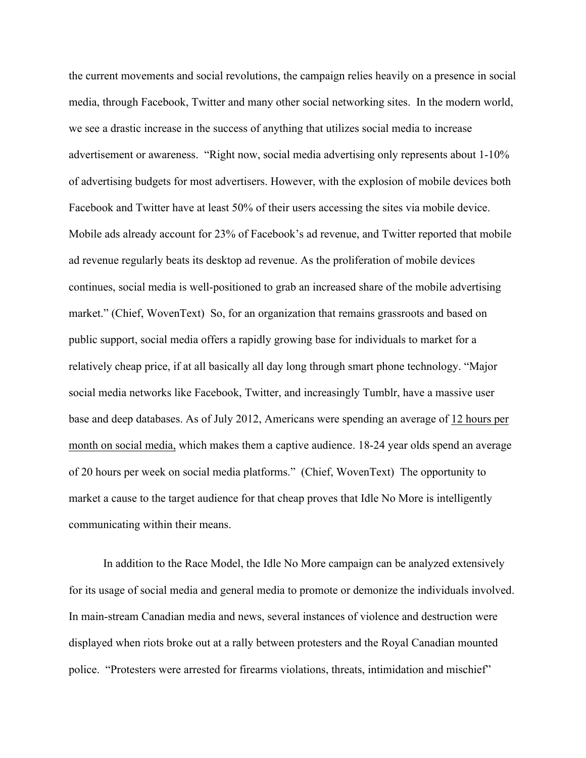the current movements and social revolutions, the campaign relies heavily on a presence in social media, through Facebook, Twitter and many other social networking sites. In the modern world, we see a drastic increase in the success of anything that utilizes social media to increase advertisement or awareness. "Right now, social media advertising only represents about 1-10% of advertising budgets for most advertisers. However, with the explosion of mobile devices both Facebook and Twitter have at least 50% of their users accessing the sites via mobile device. Mobile ads already account for 23% of Facebook's ad revenue, and Twitter reported that mobile ad revenue regularly beats its desktop ad revenue. As the proliferation of mobile devices continues, social media is well-positioned to grab an increased share of the mobile advertising market." (Chief, WovenText) So, for an organization that remains grassroots and based on public support, social media offers a rapidly growing base for individuals to market for a relatively cheap price, if at all basically all day long through smart phone technology. "Major social media networks like Facebook, Twitter, and increasingly Tumblr, have a massive user base and deep databases. As of July 2012, Americans were spending an average of 12 hours per month on social media, which makes them a captive audience. 18-24 year olds spend an average of 20 hours per week on social media platforms." (Chief, WovenText) The opportunity to market a cause to the target audience for that cheap proves that Idle No More is intelligently communicating within their means.

In addition to the Race Model, the Idle No More campaign can be analyzed extensively for its usage of social media and general media to promote or demonize the individuals involved. In main-stream Canadian media and news, several instances of violence and destruction were displayed when riots broke out at a rally between protesters and the Royal Canadian mounted police. "Protesters were arrested for firearms violations, threats, intimidation and mischief"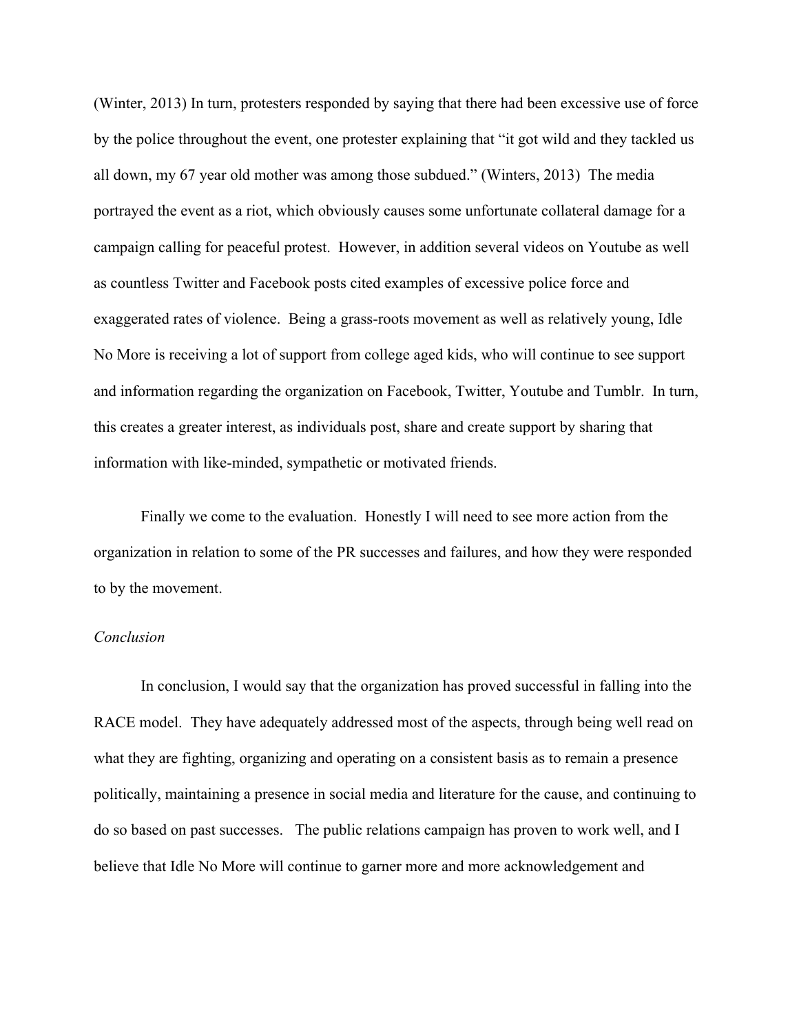(Winter, 2013) In turn, protesters responded by saying that there had been excessive use of force by the police throughout the event, one protester explaining that "it got wild and they tackled us all down, my 67 year old mother was among those subdued." (Winters, 2013) The media portrayed the event as a riot, which obviously causes some unfortunate collateral damage for a campaign calling for peaceful protest. However, in addition several videos on Youtube as well as countless Twitter and Facebook posts cited examples of excessive police force and exaggerated rates of violence. Being a grass-roots movement as well as relatively young, Idle No More is receiving a lot of support from college aged kids, who will continue to see support and information regarding the organization on Facebook, Twitter, Youtube and Tumblr. In turn, this creates a greater interest, as individuals post, share and create support by sharing that information with like-minded, sympathetic or motivated friends.

Finally we come to the evaluation. Honestly I will need to see more action from the organization in relation to some of the PR successes and failures, and how they were responded to by the movement.

*Conclusion*

In conclusion, I would say that the organization has proved successful in falling into the RACE model. They have adequately addressed most of the aspects, through being well read on what they are fighting, organizing and operating on a consistent basis as to remain a presence politically, maintaining a presence in social media and literature for the cause, and continuing to do so based on past successes. The public relations campaign has proven to work well, and I believe that Idle No More will continue to garner more and more acknowledgement and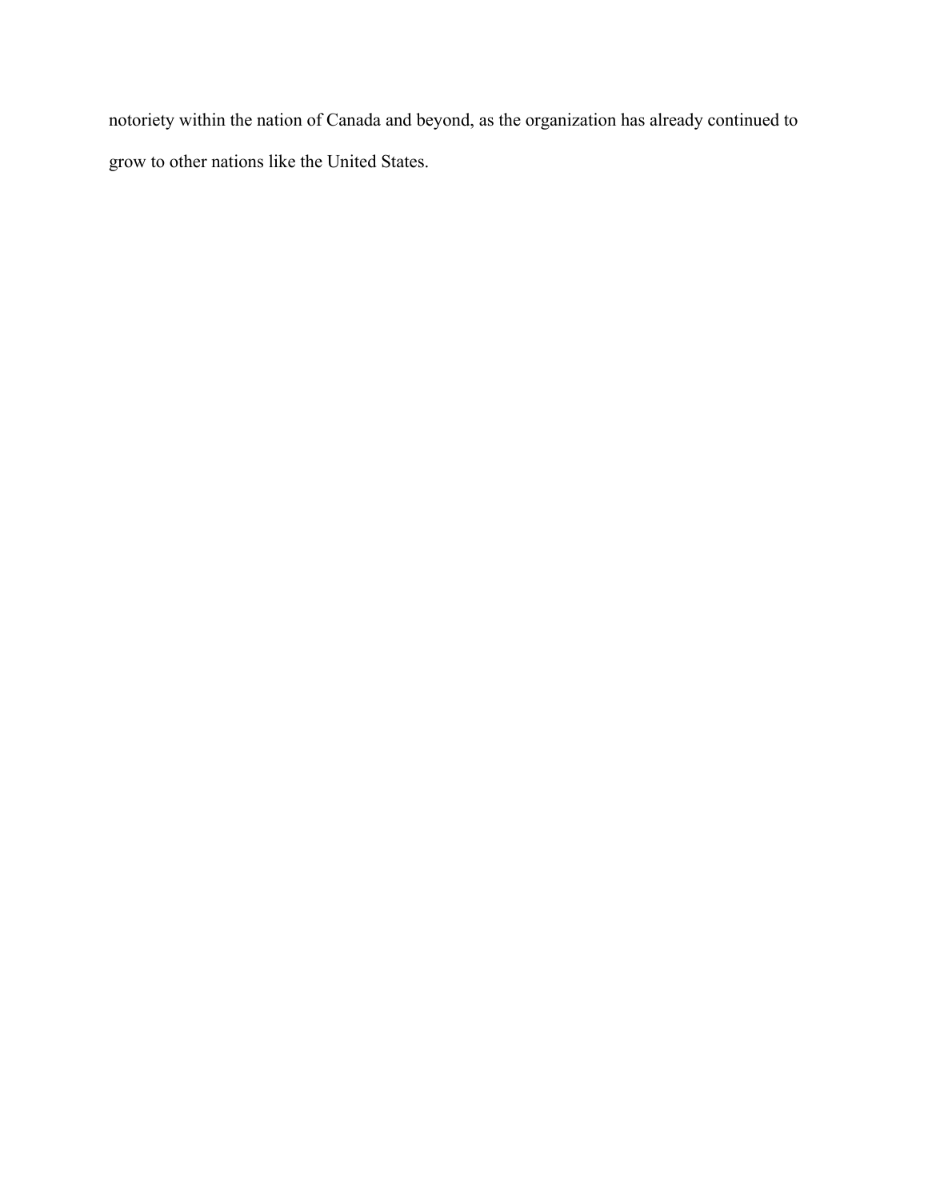notoriety within the nation of Canada and beyond, as the organization has already continued to grow to other nations like the United States.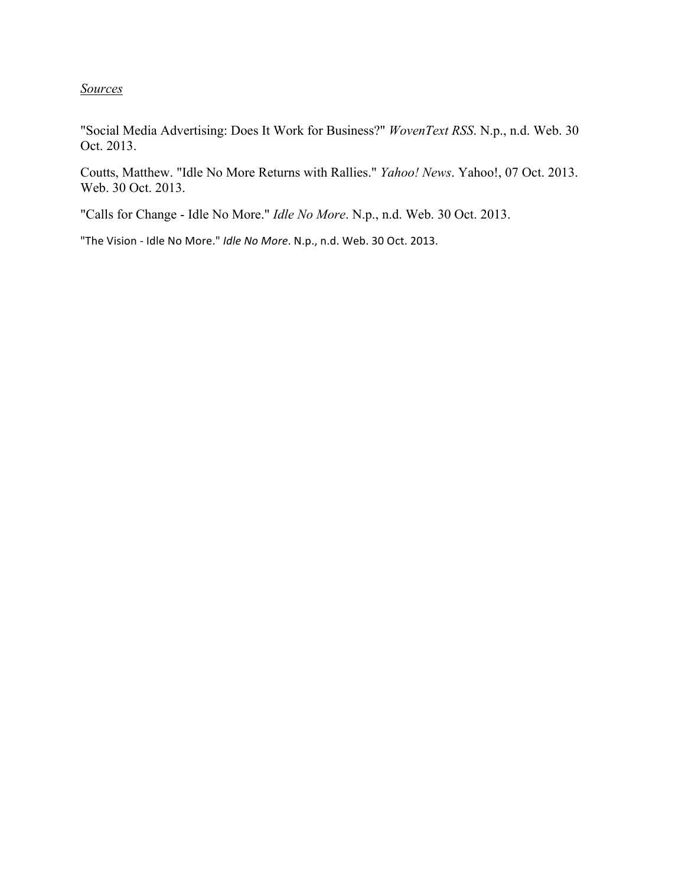*Sources*

"Social Media Advertising: Does It Work for Business?" *WovenText RSS*. N.p., n.d. Web. 30 Oct. 2013.

Coutts, Matthew. "Idle No More Returns with Rallies." *Yahoo! News*. Yahoo!, 07 Oct. 2013. Web. 30 Oct. 2013.

"Calls for Change - Idle No More." *Idle No More*. N.p., n.d. Web. 30 Oct. 2013.

"The Vision - Idle No More." *Idle No More*. N.p., n.d. Web. 30 Oct. 2013.